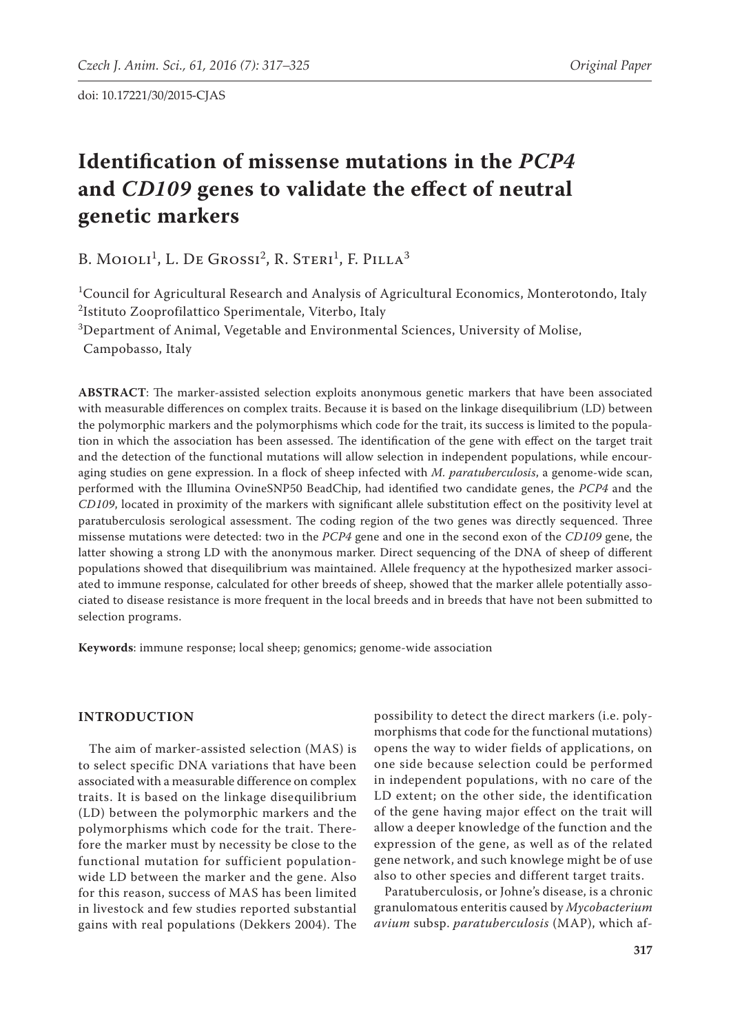doi: 10.17221/30/2015-CJAS

# Identification of missense mutations in the *PCP4* and *CD109* genes to validate the effect of neutral genetic markers

B. Moioli[1], L. De Grossi[2], R. Steri[1], F. Pilla[3]

[1]Council for Agricultural Research and Analysis of Agricultural Economics, Monterotondo, Italy
[2]Istituto Zooprofilattico Sperimentale, Viterbo, Italy
[3]Department of Animal, Vegetable and Environmental Sciences, University of Molise, Campobasso, Italy

**ABSTRACT**: The marker-assisted selection exploits anonymous genetic markers that have been associated with measurable differences on complex traits. Because it is based on the linkage disequilibrium (LD) between the polymorphic markers and the polymorphisms which code for the trait, its success is limited to the population in which the association has been assessed. The identification of the gene with effect on the target trait and the detection of the functional mutations will allow selection in independent populations, while encouraging studies on gene expression. In a flock of sheep infected with *M. paratuberculosis*, a genome-wide scan, performed with the Illumina OvineSNP50 BeadChip, had identified two candidate genes, the *PCP4* and the *CD109*, located in proximity of the markers with significant allele substitution effect on the positivity level at paratuberculosis serological assessment. The coding region of the two genes was directly sequenced. Three missense mutations were detected: two in the *PCP4* gene and one in the second exon of the *CD109* gene, the latter showing a strong LD with the anonymous marker. Direct sequencing of the DNA of sheep of different populations showed that disequilibrium was maintained. Allele frequency at the hypothesized marker associated to immune response, calculated for other breeds of sheep, showed that the marker allele potentially associated to disease resistance is more frequent in the local breeds and in breeds that have not been submitted to selection programs.

**Keywords**: immune response; local sheep; genomics; genome-wide association

## INTRODUCTION

The aim of marker-assisted selection (MAS) is to select specific DNA variations that have been associated with a measurable difference on complex traits. It is based on the linkage disequilibrium (LD) between the polymorphic markers and the polymorphisms which code for the trait. Therefore the marker must by necessity be close to the functional mutation for sufficient population-wide LD between the marker and the gene. Also for this reason, success of MAS has been limited in livestock and few studies reported substantial gains with real populations (Dekkers 2004). The possibility to detect the direct markers (i.e. polymorphisms that code for the functional mutations) opens the way to wider fields of applications, on one side because selection could be performed in independent populations, with no care of the LD extent; on the other side, the identification of the gene having major effect on the trait will allow a deeper knowledge of the function and the expression of the gene, as well as of the related gene network, and such knowlege might be of use also to other species and different target traits.

Paratuberculosis, or Johne's disease, is a chronic granulomatous enteritis caused by *Mycobacterium avium* subsp. *paratuberculosis* (MAP), which af-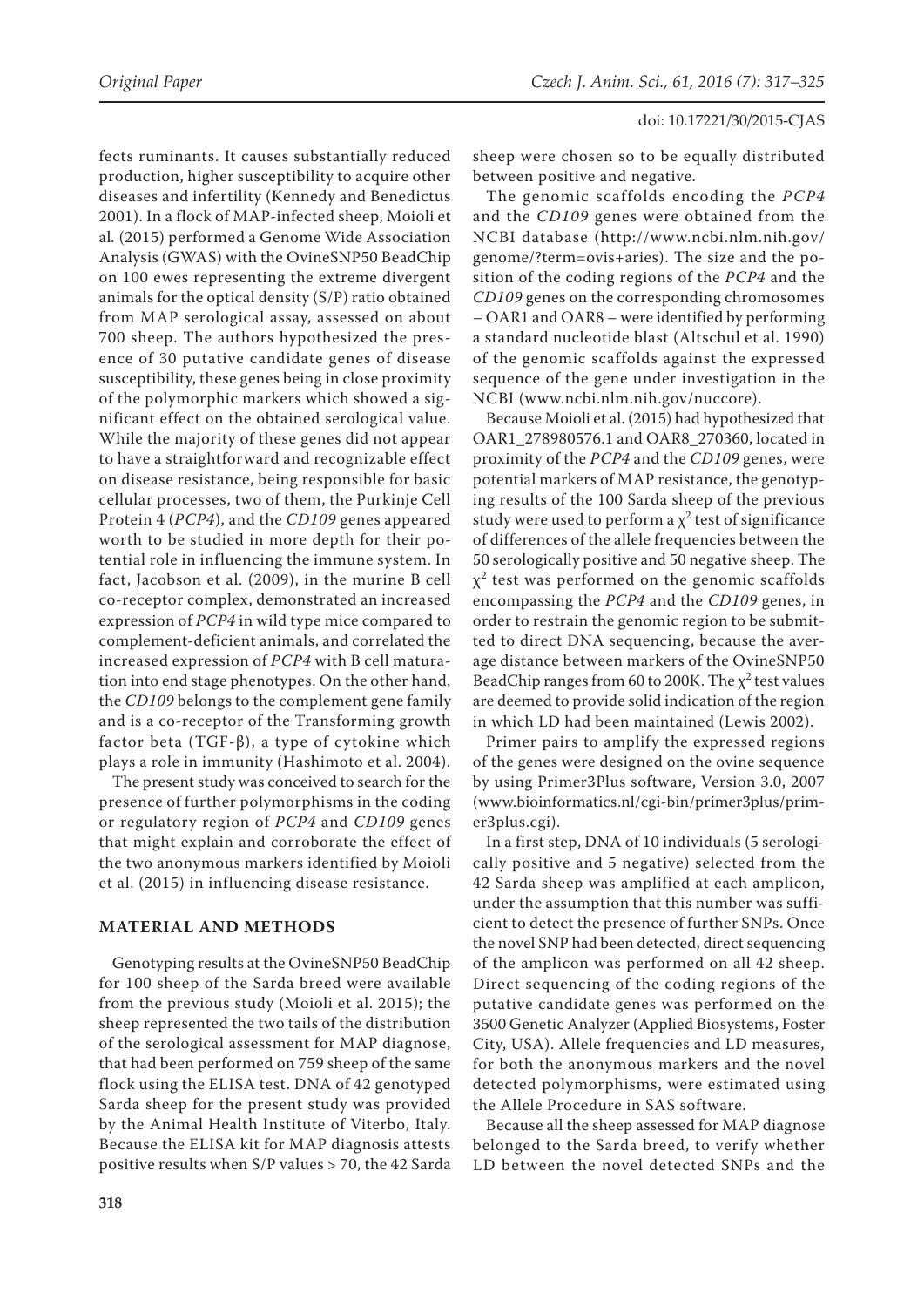fects ruminants. It causes substantially reduced production, higher susceptibility to acquire other diseases and infertility (Kennedy and Benedictus 2001). In a flock of MAP-infected sheep, Moioli et al. (2015) performed a Genome Wide Association Analysis (GWAS) with the OvineSNP50 BeadChip on 100 ewes representing the extreme divergent animals for the optical density (S/P) ratio obtained from MAP serological assay, assessed on about 700 sheep. The authors hypothesized the presence of 30 putative candidate genes of disease susceptibility, these genes being in close proximity of the polymorphic markers which showed a significant effect on the obtained serological value. While the majority of these genes did not appear to have a straightforward and recognizable effect on disease resistance, being responsible for basic cellular processes, two of them, the Purkinje Cell Protein 4 (*PCP4*), and the *CD109* genes appeared worth to be studied in more depth for their potential role in influencing the immune system. In fact, Jacobson et al. (2009), in the murine B cell co-receptor complex, demonstrated an increased expression of *PCP4* in wild type mice compared to complement-deficient animals, and correlated the increased expression of *PCP4* with B cell maturation into end stage phenotypes. On the other hand, the *CD109* belongs to the complement gene family and is a co-receptor of the Transforming growth factor beta (TGF-β), a type of cytokine which plays a role in immunity (Hashimoto et al. 2004).

The present study was conceived to search for the presence of further polymorphisms in the coding or regulatory region of *PCP4* and *CD109* genes that might explain and corroborate the effect of the two anonymous markers identified by Moioli et al. (2015) in influencing disease resistance.

## MATERIAL AND METHODS

Genotyping results at the OvineSNP50 BeadChip for 100 sheep of the Sarda breed were available from the previous study (Moioli et al. 2015); the sheep represented the two tails of the distribution of the serological assessment for MAP diagnose, that had been performed on 759 sheep of the same flock using the ELISA test. DNA of 42 genotyped Sarda sheep for the present study was provided by the Animal Health Institute of Viterbo, Italy. Because the ELISA kit for MAP diagnosis attests positive results when S/P values > 70, the 42 Sarda sheep were chosen so to be equally distributed between positive and negative.

The genomic scaffolds encoding the *PCP4* and the *CD109* genes were obtained from the NCBI database (http://www.ncbi.nlm.nih.gov/genome/?term=ovis+aries). The size and the position of the coding regions of the *PCP4* and the *CD109* genes on the corresponding chromosomes – OAR1 and OAR8 – were identified by performing a standard nucleotide blast (Altschul et al. 1990) of the genomic scaffolds against the expressed sequence of the gene under investigation in the NCBI (www.ncbi.nlm.nih.gov/nuccore).

Because Moioli et al. (2015) had hypothesized that OAR1_278980576.1 and OAR8_270360, located in proximity of the *PCP4* and the *CD109* genes, were potential markers of MAP resistance, the genotyping results of the 100 Sarda sheep of the previous study were used to perform a $\chi^2$ test of significance of differences of the allele frequencies between the 50 serologically positive and 50 negative sheep. The $\chi^2$ test was performed on the genomic scaffolds encompassing the *PCP4* and the *CD109* genes, in order to restrain the genomic region to be submitted to direct DNA sequencing, because the average distance between markers of the OvineSNP50 BeadChip ranges from 60 to 200K. The $\chi^2$ test values are deemed to provide solid indication of the region in which LD had been maintained (Lewis 2002).

Primer pairs to amplify the expressed regions of the genes were designed on the ovine sequence by using Primer3Plus software, Version 3.0, 2007 (www.bioinformatics.nl/cgi-bin/primer3plus/primer3plus.cgi).

In a first step, DNA of 10 individuals (5 serologically positive and 5 negative) selected from the 42 Sarda sheep was amplified at each amplicon, under the assumption that this number was sufficient to detect the presence of further SNPs. Once the novel SNP had been detected, direct sequencing of the amplicon was performed on all 42 sheep. Direct sequencing of the coding regions of the putative candidate genes was performed on the 3500 Genetic Analyzer (Applied Biosystems, Foster City, USA). Allele frequencies and LD measures, for both the anonymous markers and the novel detected polymorphisms, were estimated using the Allele Procedure in SAS software.

Because all the sheep assessed for MAP diagnose belonged to the Sarda breed, to verify whether LD between the novel detected SNPs and the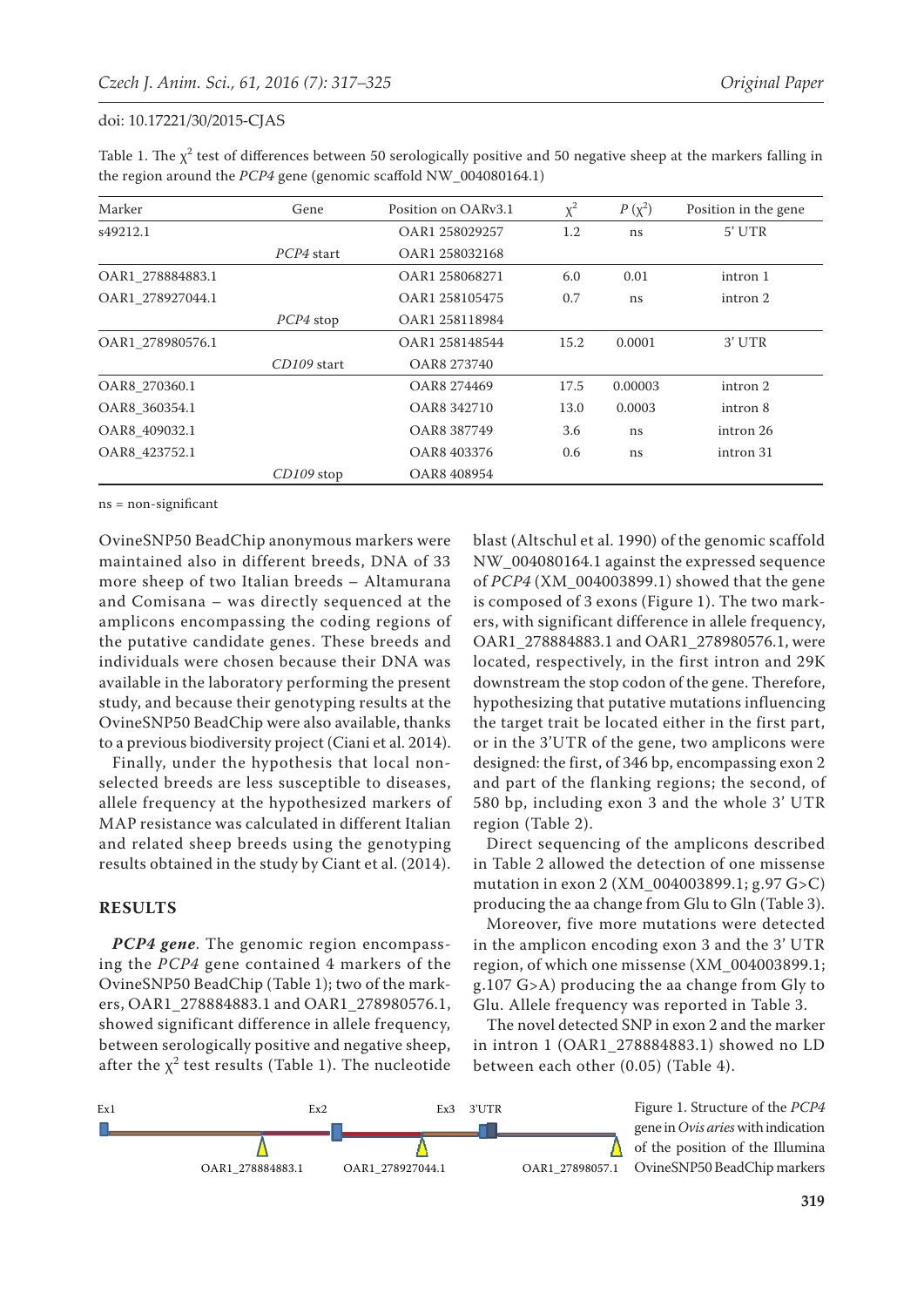Table 1. The $\chi^2$ test of differences between 50 serologically positive and 50 negative sheep at the markers falling in the region around the *PCP4* gene (genomic scaffold NW_004080164.1)

| Marker | Gene | Position on OARv3.1 | $\chi^2$ | $P(\chi^2)$ | Position in the gene |
|---|---|---|---|---|---|
| s49212.1 | | OAR1 258029257 | 1.2 | ns | 5' UTR |
| | *PCP4* start | OAR1 258032168 | | | |
| OAR1_278884883.1 | | OAR1 258068271 | 6.0 | 0.01 | intron 1 |
| OAR1_278927044.1 | | OAR1 258105475 | 0.7 | ns | intron 2 |
| | *PCP4* stop | OAR1 258118984 | | | |
| OAR1_278980576.1 | | OAR1 258148544 | 15.2 | 0.0001 | 3' UTR |
| | *CD109* start | OAR8 273740 | | | |
| OAR8_270360.1 | | OAR8 274469 | 17.5 | 0.00003 | intron 2 |
| OAR8_360354.1 | | OAR8 342710 | 13.0 | 0.0003 | intron 8 |
| OAR8_409032.1 | | OAR8 387749 | 3.6 | ns | intron 26 |
| OAR8_423752.1 | | OAR8 403376 | 0.6 | ns | intron 31 |
| | *CD109* stop | OAR8 408954 | | | |

ns = non-significant

OvineSNP50 BeadChip anonymous markers were maintained also in different breeds, DNA of 33 more sheep of two Italian breeds – Altamurana and Comisana – was directly sequenced at the amplicons encompassing the coding regions of the putative candidate genes. These breeds and individuals were chosen because their DNA was available in the laboratory performing the present study, and because their genotyping results at the OvineSNP50 BeadChip were also available, thanks to a previous biodiversity project (Ciani et al. 2014).

Finally, under the hypothesis that local non-selected breeds are less susceptible to diseases, allele frequency at the hypothesized markers of MAP resistance was calculated in different Italian and related sheep breeds using the genotyping results obtained in the study by Ciant et al. (2014).

## RESULTS

***PCP4* gene**. The genomic region encompassing the *PCP4* gene contained 4 markers of the OvineSNP50 BeadChip (Table 1); two of the markers, OAR1_278884883.1 and OAR1_278980576.1, showed significant difference in allele frequency, between serologically positive and negative sheep, after the $\chi^2$ test results (Table 1). The nucleotide blast (Altschul et al. 1990) of the genomic scaffold NW_004080164.1 against the expressed sequence of *PCP4* (XM_004003899.1) showed that the gene is composed of 3 exons (Figure 1). The two markers, with significant difference in allele frequency, OAR1_278884883.1 and OAR1_278980576.1, were located, respectively, in the first intron and 29K downstream the stop codon of the gene. Therefore, hypothesizing that putative mutations influencing the target trait be located either in the first part, or in the 3'UTR of the gene, two amplicons were designed: the first, of 346 bp, encompassing exon 2 and part of the flanking regions; the second, of 580 bp, including exon 3 and the whole 3' UTR region (Table 2).

Direct sequencing of the amplicons described in Table 2 allowed the detection of one missense mutation in exon 2 (XM_004003899.1; g.97 G>C) producing the aa change from Glu to Gln (Table 3).

Moreover, five more mutations were detected in the amplicon encoding exon 3 and the 3' UTR region, of which one missense (XM_004003899.1; g.107 G>A) producing the aa change from Gly to Glu. Allele frequency was reported in Table 3.

The novel detected SNP in exon 2 and the marker in intron 1 (OAR1_278884883.1) showed no LD between each other (0.05) (Table 4).

Ex1 Ex2 Ex3 3'UTR OAR1_278884883.1 OAR1_278927044.1 OAR1_27898057.1

Figure 1. Structure of the *PCP4* gene in *Ovis aries* with indication of the position of the Illumina OvineSNP50 BeadChip markers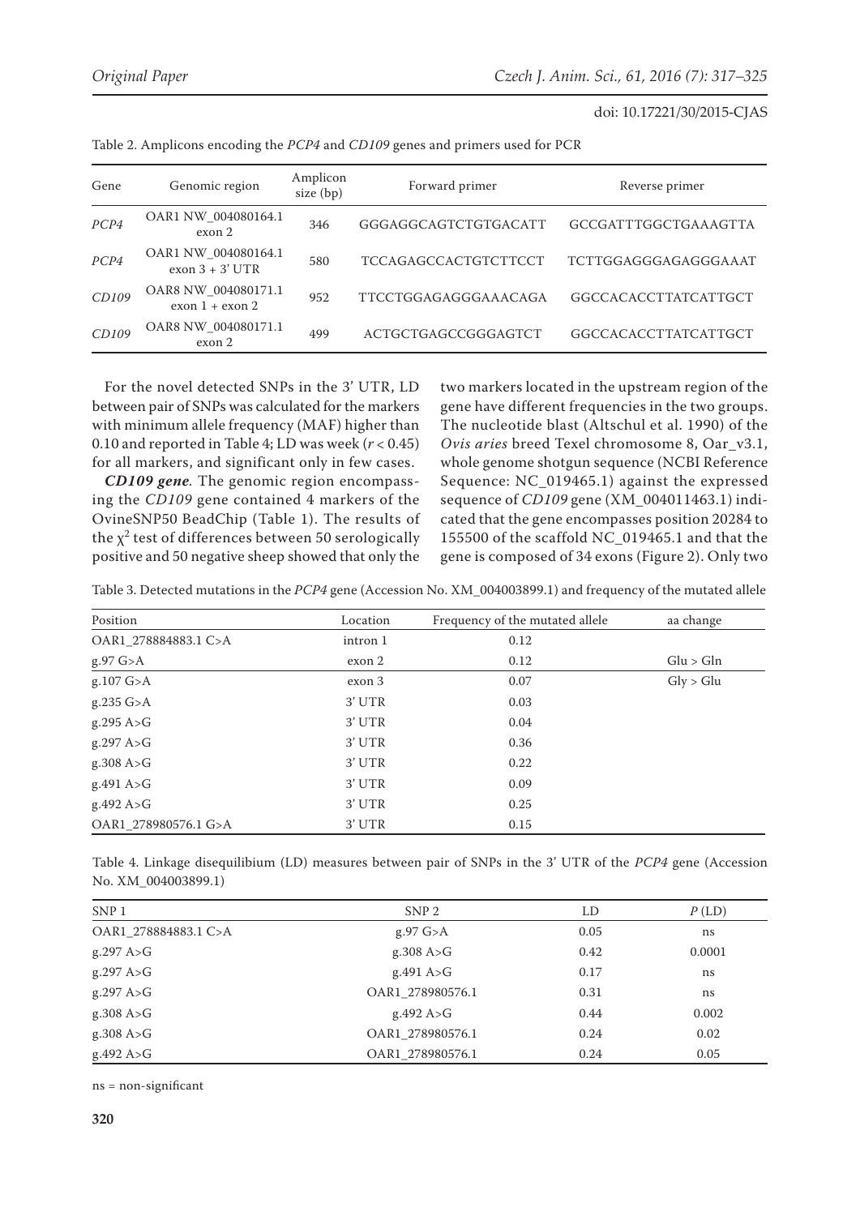Table 2. Amplicons encoding the *PCP4* and *CD109* genes and primers used for PCR

| Gene | Genomic region | Amplicon size (bp) | Forward primer | Reverse primer |
|---|---|---|---|---|
| *PCP4* | OAR1 NW_004080164.1 exon 2 | 346 | GGGAGGCAGTCTGTGACATT | GCCGATTTGGCTGAAAGTTA |
| *PCP4* | OAR1 NW_004080164.1 exon 3 + 3' UTR | 580 | TCCAGAGCCACTGTCTTCCT | TCTTGGAGGGAGAGGGAAAT |
| *CD109* | OAR8 NW_004080171.1 exon 1 + exon 2 | 952 | TTCCTGGAGAGGGAAACAGA | GGCCACACCTTATCATTGCT |
| *CD109* | OAR8 NW_004080171.1 exon 2 | 499 | ACTGCTGAGCCGGGAGTCT | GGCCACACCTTATCATTGCT |

For the novel detected SNPs in the 3' UTR, LD between pair of SNPs was calculated for the markers with minimum allele frequency (MAF) higher than 0.10 and reported in Table 4; LD was week ($r < 0.45$) for all markers, and significant only in few cases.

***CD109 gene.*** The genomic region encompassing the *CD109* gene contained 4 markers of the OvineSNP50 BeadChip (Table 1). The results of the $\chi^2$ test of differences between 50 serologically positive and 50 negative sheep showed that only the two markers located in the upstream region of the gene have different frequencies in the two groups. The nucleotide blast (Altschul et al. 1990) of the *Ovis aries* breed Texel chromosome 8, Oar_v3.1, whole genome shotgun sequence (NCBI Reference Sequence: NC_019465.1) against the expressed sequence of *CD109* gene (XM_004011463.1) indicated that the gene encompasses position 20284 to 155500 of the scaffold NC_019465.1 and that the gene is composed of 34 exons (Figure 2). Only two

Table 3. Detected mutations in the *PCP4* gene (Accession No. XM_004003899.1) and frequency of the mutated allele

| Position | Location | Frequency of the mutated allele | aa change |
|---|---|---|---|
| OAR1_278884883.1 C>A | intron 1 | 0.12 | |
| g.97 G>A | exon 2 | 0.12 | Glu > Gln |
| g.107 G>A | exon 3 | 0.07 | Gly > Glu |
| g.235 G>A | 3' UTR | 0.03 | |
| g.295 A>G | 3' UTR | 0.04 | |
| g.297 A>G | 3' UTR | 0.36 | |
| g.308 A>G | 3' UTR | 0.22 | |
| g.491 A>G | 3' UTR | 0.09 | |
| g.492 A>G | 3' UTR | 0.25 | |
| OAR1_278980576.1 G>A | 3' UTR | 0.15 | |

Table 4. Linkage disequilibium (LD) measures between pair of SNPs in the 3' UTR of the *PCP4* gene (Accession No. XM_004003899.1)

| SNP 1 | SNP 2 | LD | *P* (LD) |
|---|---|---|---|
| OAR1_278884883.1 C>A | g.97 G>A | 0.05 | ns |
| g.297 A>G | g.308 A>G | 0.42 | 0.0001 |
| g.297 A>G | g.491 A>G | 0.17 | ns |
| g.297 A>G | OAR1_278980576.1 | 0.31 | ns |
| g.308 A>G | g.492 A>G | 0.44 | 0.002 |
| g.308 A>G | OAR1_278980576.1 | 0.24 | 0.02 |
| g.492 A>G | OAR1_278980576.1 | 0.24 | 0.05 |

ns = non-significant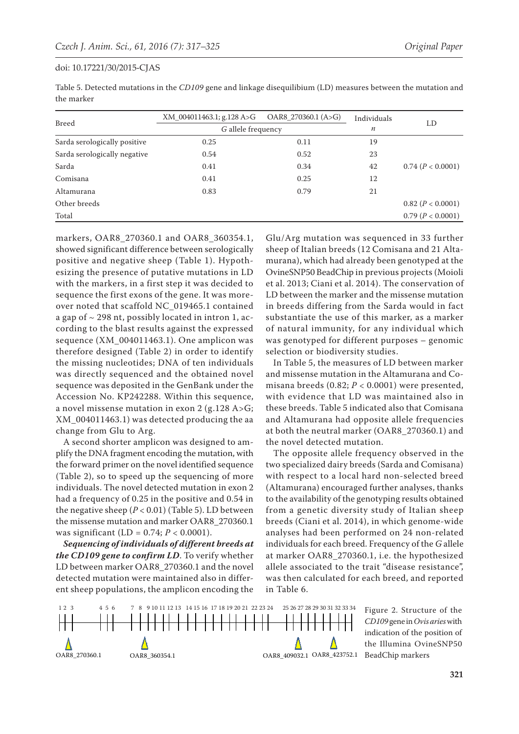doi: 10.17221/30/2015-CJAS

Table 5. Detected mutations in the *CD109* gene and linkage disequilibium (LD) measures between the mutation and the marker

| Breed | XM_004011463.1; g.128 A>G | OAR8_270360.1 (A>G) | Individuals | LD |
|---|---|---|---|---|
| | *G* allele frequency | | *n* | |
| Sarda serologically positive | 0.25 | 0.11 | 19 | |
| Sarda serologically negative | 0.54 | 0.52 | 23 | |
| Sarda | 0.41 | 0.34 | 42 | 0.74 ($P < 0.0001$) |
| Comisana | 0.41 | 0.25 | 12 | |
| Altamurana | 0.83 | 0.79 | 21 | |
| Other breeds | | | | 0.82 ($P < 0.0001$) |
| Total | | | | 0.79 ($P < 0.0001$) |

markers, OAR8_270360.1 and OAR8_360354.1, showed significant difference between serologically positive and negative sheep (Table 1). Hypothesizing the presence of putative mutations in LD with the markers, in a first step it was decided to sequence the first exons of the gene. It was moreover noted that scaffold NC_019465.1 contained a gap of ~ 298 nt, possibly located in intron 1, according to the blast results against the expressed sequence (XM_004011463.1). One amplicon was therefore designed (Table 2) in order to identify the missing nucleotides; DNA of ten individuals was directly sequenced and the obtained novel sequence was deposited in the GenBank under the Accession No. KP242288. Within this sequence, a novel missense mutation in exon 2 (g.128 A>G; XM_004011463.1) was detected producing the aa change from Glu to Arg.

A second shorter amplicon was designed to amplify the DNA fragment encoding the mutation, with the forward primer on the novel identified sequence (Table 2), so to speed up the sequencing of more individuals. The novel detected mutation in exon 2 had a frequency of 0.25 in the positive and 0.54 in the negative sheep ($P < 0.01$) (Table 5). LD between the missense mutation and marker OAR8_270360.1 was significant (LD = 0.74; $P < 0.0001$).

***Sequencing of individuals of different breeds at the CD109 gene to confirm LD***. To verify whether LD between marker OAR8_270360.1 and the novel detected mutation were maintained also in different sheep populations, the amplicon encoding the Glu/Arg mutation was sequenced in 33 further sheep of Italian breeds (12 Comisana and 21 Altamurana), which had already been genotyped at the OvineSNP50 BeadChip in previous projects (Moioli et al. 2013; Ciani et al. 2014). The conservation of LD between the marker and the missense mutation in breeds differing from the Sarda would in fact substantiate the use of this marker, as a marker of natural immunity, for any individual which was genotyped for different purposes – genomic selection or biodiversity studies.

In Table 5, the measures of LD between marker and missense mutation in the Altamurana and Comisana breeds (0.82; $P < 0.0001$) were presented, with evidence that LD was maintained also in these breeds. Table 5 indicated also that Comisana and Altamurana had opposite allele frequencies at both the neutral marker (OAR8_270360.1) and the novel detected mutation.

The opposite allele frequency observed in the two specialized dairy breeds (Sarda and Comisana) with respect to a local hard non-selected breed (Altamurana) encouraged further analyses, thanks to the availability of the genotyping results obtained from a genetic diversity study of Italian sheep breeds (Ciani et al. 2014), in which genome-wide analyses had been performed on 24 non-related individuals for each breed. Frequency of the *G* allele at marker OAR8_270360.1, i.e. the hypothesized allele associated to the trait "disease resistance", was then calculated for each breed, and reported in Table 6.

Figure 2. Structure of the *CD109* gene in *Ovis aries* with indication of the position of the Illumina OvineSNP50 BeadChip markers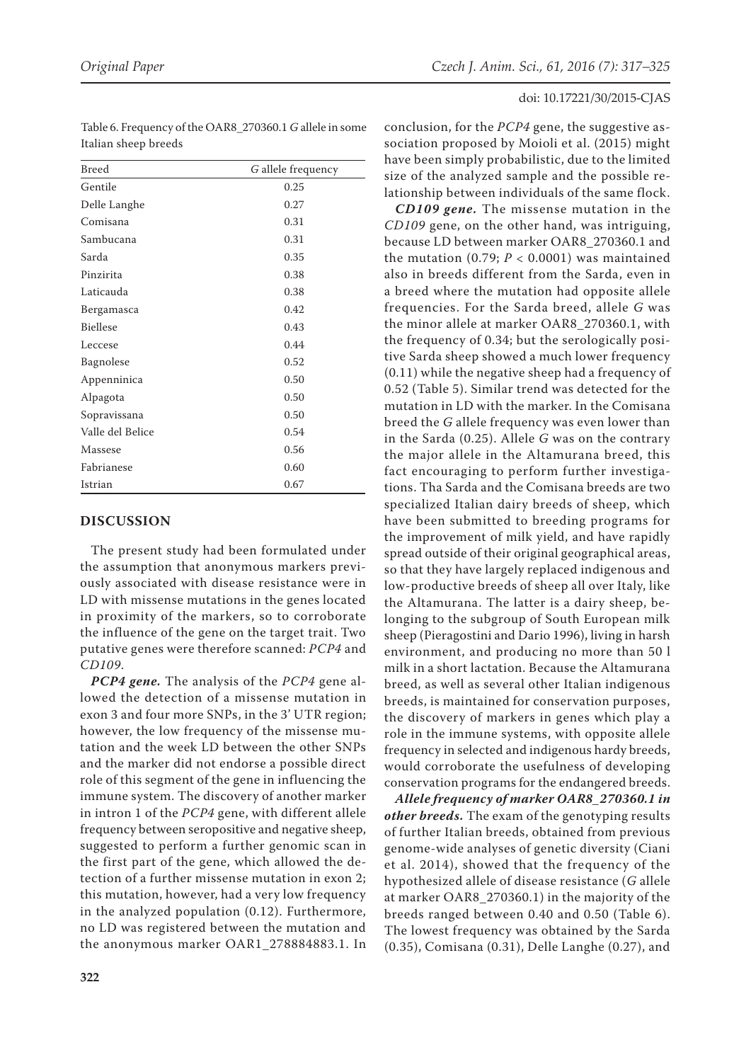Table 6. Frequency of the OAR8_270360.1 *G* allele in some Italian sheep breeds

| Breed | *G* allele frequency |
|---|---|
| Gentile | 0.25 |
| Delle Langhe | 0.27 |
| Comisana | 0.31 |
| Sambucana | 0.31 |
| Sarda | 0.35 |
| Pinzirita | 0.38 |
| Laticauda | 0.38 |
| Bergamasca | 0.42 |
| Biellese | 0.43 |
| Leccese | 0.44 |
| Bagnolese | 0.52 |
| Appenninica | 0.50 |
| Alpagota | 0.50 |
| Sopravissana | 0.50 |
| Valle del Belice | 0.54 |
| Massese | 0.56 |
| Fabrianese | 0.60 |
| Istrian | 0.67 |

## DISCUSSION

The present study had been formulated under the assumption that anonymous markers previously associated with disease resistance were in LD with missense mutations in the genes located in proximity of the markers, so to corroborate the influence of the gene on the target trait. Two putative genes were therefore scanned: *PCP4* and *CD109*.

***PCP4 gene.*** The analysis of the *PCP4* gene allowed the detection of a missense mutation in exon 3 and four more SNPs, in the 3' UTR region; however, the low frequency of the missense mutation and the week LD between the other SNPs and the marker did not endorse a possible direct role of this segment of the gene in influencing the immune system. The discovery of another marker in intron 1 of the *PCP4* gene, with different allele frequency between seropositive and negative sheep, suggested to perform a further genomic scan in the first part of the gene, which allowed the detection of a further missense mutation in exon 2; this mutation, however, had a very low frequency in the analyzed population (0.12). Furthermore, no LD was registered between the mutation and the anonymous marker OAR1_278884883.1. In conclusion, for the *PCP4* gene, the suggestive association proposed by Moioli et al. (2015) might have been simply probabilistic, due to the limited size of the analyzed sample and the possible relationship between individuals of the same flock.

***CD109 gene.*** The missense mutation in the *CD109* gene, on the other hand, was intriguing, because LD between marker OAR8_270360.1 and the mutation (0.79; $P < 0.0001$) was maintained also in breeds different from the Sarda, even in a breed where the mutation had opposite allele frequencies. For the Sarda breed, allele *G* was the minor allele at marker OAR8_270360.1, with the frequency of 0.34; but the serologically positive Sarda sheep showed a much lower frequency (0.11) while the negative sheep had a frequency of 0.52 (Table 5). Similar trend was detected for the mutation in LD with the marker. In the Comisana breed the *G* allele frequency was even lower than in the Sarda (0.25). Allele *G* was on the contrary the major allele in the Altamurana breed, this fact encouraging to perform further investigations. Tha Sarda and the Comisana breeds are two specialized Italian dairy breeds of sheep, which have been submitted to breeding programs for the improvement of milk yield, and have rapidly spread outside of their original geographical areas, so that they have largely replaced indigenous and low-productive breeds of sheep all over Italy, like the Altamurana. The latter is a dairy sheep, belonging to the subgroup of South European milk sheep (Pieragostini and Dario 1996), living in harsh environment, and producing no more than 50 l milk in a short lactation. Because the Altamurana breed, as well as several other Italian indigenous breeds, is maintained for conservation purposes, the discovery of markers in genes which play a role in the immune systems, with opposite allele frequency in selected and indigenous hardy breeds, would corroborate the usefulness of developing conservation programs for the endangered breeds.

***Allele frequency of marker OAR8_270360.1 in other breeds.*** The exam of the genotyping results of further Italian breeds, obtained from previous genome-wide analyses of genetic diversity (Ciani et al. 2014), showed that the frequency of the hypothesized allele of disease resistance (*G* allele at marker OAR8_270360.1) in the majority of the breeds ranged between 0.40 and 0.50 (Table 6). The lowest frequency was obtained by the Sarda (0.35), Comisana (0.31), Delle Langhe (0.27), and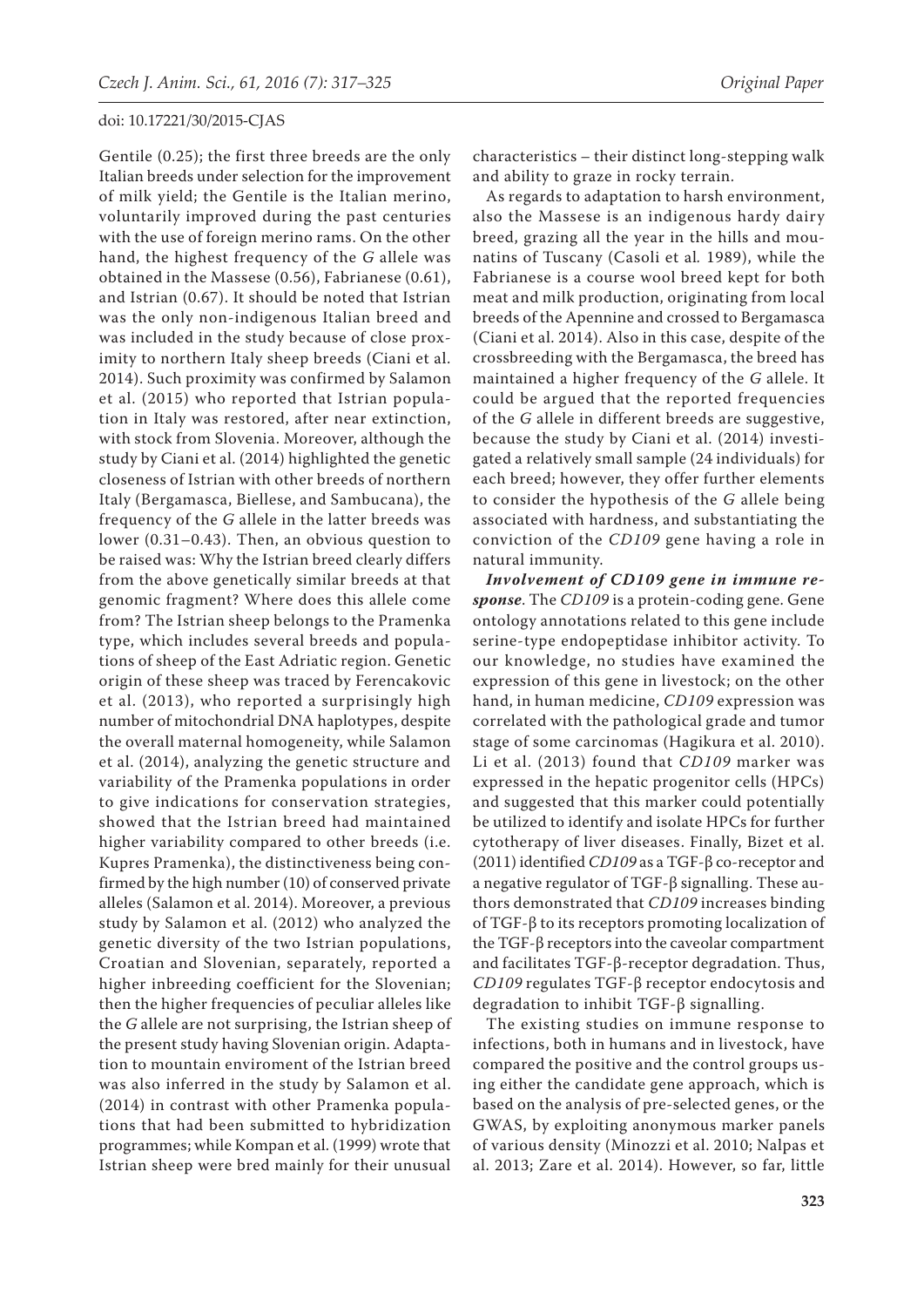Gentile (0.25); the first three breeds are the only Italian breeds under selection for the improvement of milk yield; the Gentile is the Italian merino, voluntarily improved during the past centuries with the use of foreign merino rams. On the other hand, the highest frequency of the *G* allele was obtained in the Massese (0.56), Fabrianese (0.61), and Istrian (0.67). It should be noted that Istrian was the only non-indigenous Italian breed and was included in the study because of close proximity to northern Italy sheep breeds (Ciani et al. 2014). Such proximity was confirmed by Salamon et al. (2015) who reported that Istrian population in Italy was restored, after near extinction, with stock from Slovenia. Moreover, although the study by Ciani et al. (2014) highlighted the genetic closeness of Istrian with other breeds of northern Italy (Bergamasca, Biellese, and Sambucana), the frequency of the *G* allele in the latter breeds was lower (0.31–0.43). Then, an obvious question to be raised was: Why the Istrian breed clearly differs from the above genetically similar breeds at that genomic fragment? Where does this allele come from? The Istrian sheep belongs to the Pramenka type, which includes several breeds and populations of sheep of the East Adriatic region. Genetic origin of these sheep was traced by Ferencakovic et al. (2013), who reported a surprisingly high number of mitochondrial DNA haplotypes, despite the overall maternal homogeneity, while Salamon et al. (2014), analyzing the genetic structure and variability of the Pramenka populations in order to give indications for conservation strategies, showed that the Istrian breed had maintained higher variability compared to other breeds (i.e. Kupres Pramenka), the distinctiveness being confirmed by the high number (10) of conserved private alleles (Salamon et al. 2014). Moreover, a previous study by Salamon et al. (2012) who analyzed the genetic diversity of the two Istrian populations, Croatian and Slovenian, separately, reported a higher inbreeding coefficient for the Slovenian; then the higher frequencies of peculiar alleles like the *G* allele are not surprising, the Istrian sheep of the present study having Slovenian origin. Adaptation to mountain enviroment of the Istrian breed was also inferred in the study by Salamon et al. (2014) in contrast with other Pramenka populations that had been submitted to hybridization programmes; while Kompan et al. (1999) wrote that Istrian sheep were bred mainly for their unusual characteristics – their distinct long-stepping walk and ability to graze in rocky terrain.

As regards to adaptation to harsh environment, also the Massese is an indigenous hardy dairy breed, grazing all the year in the hills and mounatins of Tuscany (Casoli et al. 1989), while the Fabrianese is a course wool breed kept for both meat and milk production, originating from local breeds of the Apennine and crossed to Bergamasca (Ciani et al. 2014). Also in this case, despite of the crossbreeding with the Bergamasca, the breed has maintained a higher frequency of the *G* allele. It could be argued that the reported frequencies of the *G* allele in different breeds are suggestive, because the study by Ciani et al. (2014) investigated a relatively small sample (24 individuals) for each breed; however, they offer further elements to consider the hypothesis of the *G* allele being associated with hardness, and substantiating the conviction of the *CD109* gene having a role in natural immunity.

***Involvement of CD109 gene in immune response***. The *CD109* is a protein-coding gene. Gene ontology annotations related to this gene include serine-type endopeptidase inhibitor activity. To our knowledge, no studies have examined the expression of this gene in livestock; on the other hand, in human medicine, *CD109* expression was correlated with the pathological grade and tumor stage of some carcinomas (Hagikura et al. 2010). Li et al. (2013) found that *CD109* marker was expressed in the hepatic progenitor cells (HPCs) and suggested that this marker could potentially be utilized to identify and isolate HPCs for further cytotherapy of liver diseases. Finally, Bizet et al. (2011) identified *CD109* as a TGF-β co-receptor and a negative regulator of TGF-β signalling. These authors demonstrated that *CD109* increases binding of TGF-β to its receptors promoting localization of the TGF-β receptors into the caveolar compartment and facilitates TGF-β-receptor degradation. Thus, *CD109* regulates TGF-β receptor endocytosis and degradation to inhibit TGF-β signalling.

The existing studies on immune response to infections, both in humans and in livestock, have compared the positive and the control groups using either the candidate gene approach, which is based on the analysis of pre-selected genes, or the GWAS, by exploiting anonymous marker panels of various density (Minozzi et al. 2010; Nalpas et al. 2013; Zare et al. 2014). However, so far, little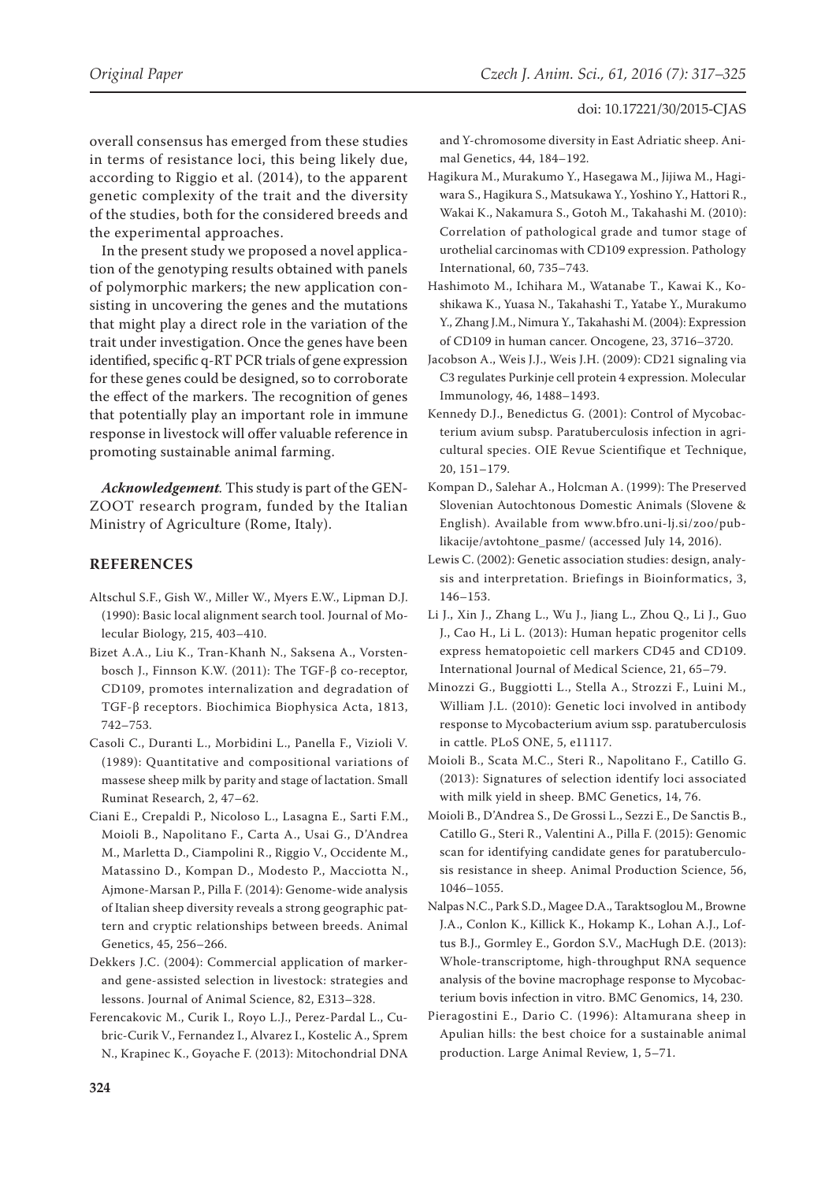overall consensus has emerged from these studies in terms of resistance loci, this being likely due, according to Riggio et al. (2014), to the apparent genetic complexity of the trait and the diversity of the studies, both for the considered breeds and the experimental approaches.

In the present study we proposed a novel application of the genotyping results obtained with panels of polymorphic markers; the new application consisting in uncovering the genes and the mutations that might play a direct role in the variation of the trait under investigation. Once the genes have been identified, specific q-RT PCR trials of gene expression for these genes could be designed, so to corroborate the effect of the markers. The recognition of genes that potentially play an important role in immune response in livestock will offer valuable reference in promoting sustainable animal farming.

***Acknowledgement****.* This study is part of the GENZOOT research program, funded by the Italian Ministry of Agriculture (Rome, Italy).

## REFERENCES

Altschul S.F., Gish W., Miller W., Myers E.W., Lipman D.J. (1990): Basic local alignment search tool. Journal of Molecular Biology, 215, 403–410.

Bizet A.A., Liu K., Tran-Khanh N., Saksena A., Vorstenbosch J., Finnson K.W. (2011): The TGF-β co-receptor, CD109, promotes internalization and degradation of TGF-β receptors. Biochimica Biophysica Acta, 1813, 742–753.

Casoli C., Duranti L., Morbidini L., Panella F., Vizioli V. (1989): Quantitative and compositional variations of massese sheep milk by parity and stage of lactation. Small Ruminat Research, 2, 47–62.

Ciani E., Crepaldi P., Nicoloso L., Lasagna E., Sarti F.M., Moioli B., Napolitano F., Carta A., Usai G., D'Andrea M., Marletta D., Ciampolini R., Riggio V., Occidente M., Matassino D., Kompan D., Modesto P., Macciotta N., Ajmone-Marsan P., Pilla F. (2014): Genome-wide analysis of Italian sheep diversity reveals a strong geographic pattern and cryptic relationships between breeds. Animal Genetics, 45, 256–266.

Dekkers J.C. (2004): Commercial application of marker- and gene-assisted selection in livestock: strategies and lessons. Journal of Animal Science, 82, E313–328.

Ferencakovic M., Curik I., Royo L.J., Perez-Pardal L., Cubric-Curik V., Fernandez I., Alvarez I., Kostelic A., Sprem N., Krapinec K., Goyache F. (2013): Mitochondrial DNA and Y-chromosome diversity in East Adriatic sheep. Animal Genetics, 44, 184–192.

Hagikura M., Murakumo Y., Hasegawa M., Jijiwa M., Hagiwara S., Hagikura S., Matsukawa Y., Yoshino Y., Hattori R., Wakai K., Nakamura S., Gotoh M., Takahashi M. (2010): Correlation of pathological grade and tumor stage of urothelial carcinomas with CD109 expression. Pathology International, 60, 735–743.

Hashimoto M., Ichihara M., Watanabe T., Kawai K., Koshikawa K., Yuasa N., Takahashi T., Yatabe Y., Murakumo Y., Zhang J.M., Nimura Y., Takahashi M. (2004): Expression of CD109 in human cancer. Oncogene, 23, 3716–3720.

Jacobson A., Weis J.J., Weis J.H. (2009): CD21 signaling via C3 regulates Purkinje cell protein 4 expression. Molecular Immunology, 46, 1488–1493.

Kennedy D.J., Benedictus G. (2001): Control of Mycobacterium avium subsp. Paratuberculosis infection in agricultural species. OIE Revue Scientifique et Technique, 20, 151–179.

Kompan D., Salehar A., Holcman A. (1999): The Preserved Slovenian Autochtonous Domestic Animals (Slovene & English). Available from www.bfro.uni-lj.si/zoo/publikacije/avtohtone_pasme/ (accessed July 14, 2016).

Lewis C. (2002): Genetic association studies: design, analysis and interpretation. Briefings in Bioinformatics, 3, 146–153.

Li J., Xin J., Zhang L., Wu J., Jiang L., Zhou Q., Li J., Guo J., Cao H., Li L. (2013): Human hepatic progenitor cells express hematopoietic cell markers CD45 and CD109. International Journal of Medical Science, 21, 65–79.

Minozzi G., Buggiotti L., Stella A., Strozzi F., Luini M., William J.L. (2010): Genetic loci involved in antibody response to Mycobacterium avium ssp. paratuberculosis in cattle. PLoS ONE, 5, e11117.

Moioli B., Scata M.C., Steri R., Napolitano F., Catillo G. (2013): Signatures of selection identify loci associated with milk yield in sheep. BMC Genetics, 14, 76.

Moioli B., D'Andrea S., De Grossi L., Sezzi E., De Sanctis B., Catillo G., Steri R., Valentini A., Pilla F. (2015): Genomic scan for identifying candidate genes for paratuberculosis resistance in sheep. Animal Production Science, 56, 1046–1055.

Nalpas N.C., Park S.D., Magee D.A., Taraktsoglou M., Browne J.A., Conlon K., Killick K., Hokamp K., Lohan A.J., Loftus B.J., Gormley E., Gordon S.V., MacHugh D.E. (2013): Whole-transcriptome, high-throughput RNA sequence analysis of the bovine macrophage response to Mycobacterium bovis infection in vitro. BMC Genomics, 14, 230.

Pieragostini E., Dario C. (1996): Altamurana sheep in Apulian hills: the best choice for a sustainable animal production. Large Animal Review, 1, 5–71.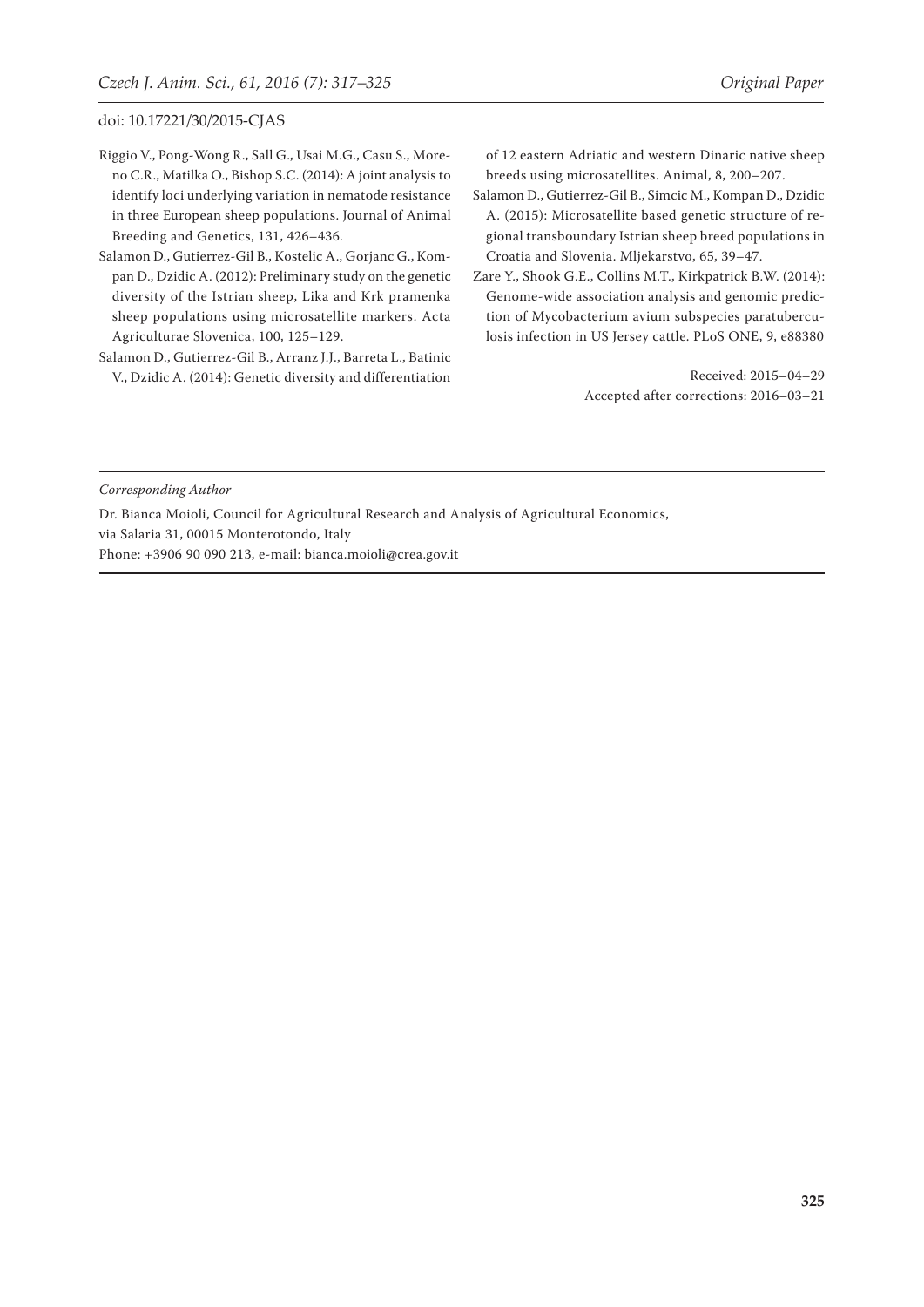Riggio V., Pong-Wong R., Sall G., Usai M.G., Casu S., Moreno C.R., Matilka O., Bishop S.C. (2014): A joint analysis to identify loci underlying variation in nematode resistance in three European sheep populations. Journal of Animal Breeding and Genetics, 131, 426–436.

Salamon D., Gutierrez-Gil B., Kostelic A., Gorjanc G., Kompan D., Dzidic A. (2012): Preliminary study on the genetic diversity of the Istrian sheep, Lika and Krk pramenka sheep populations using microsatellite markers. Acta Agriculturae Slovenica, 100, 125–129.

Salamon D., Gutierrez-Gil B., Arranz J.J., Barreta L., Batinic V., Dzidic A. (2014): Genetic diversity and differentiation of 12 eastern Adriatic and western Dinaric native sheep breeds using microsatellites. Animal, 8, 200–207.

Salamon D., Gutierrez-Gil B., Simcic M., Kompan D., Dzidic A. (2015): Microsatellite based genetic structure of regional transboundary Istrian sheep breed populations in Croatia and Slovenia. Mljekarstvo, 65, 39–47.

Zare Y., Shook G.E., Collins M.T., Kirkpatrick B.W. (2014): Genome-wide association analysis and genomic prediction of Mycobacterium avium subspecies paratuberculosis infection in US Jersey cattle. PLoS ONE, 9, e88380

Received: 2015–04–29
Accepted after corrections: 2016–03–21

*Corresponding Author*

Dr. Bianca Moioli, Council for Agricultural Research and Analysis of Agricultural Economics, via Salaria 31, 00015 Monterotondo, Italy
Phone: +3906 90 090 213, e-mail: bianca.moioli@crea.gov.it